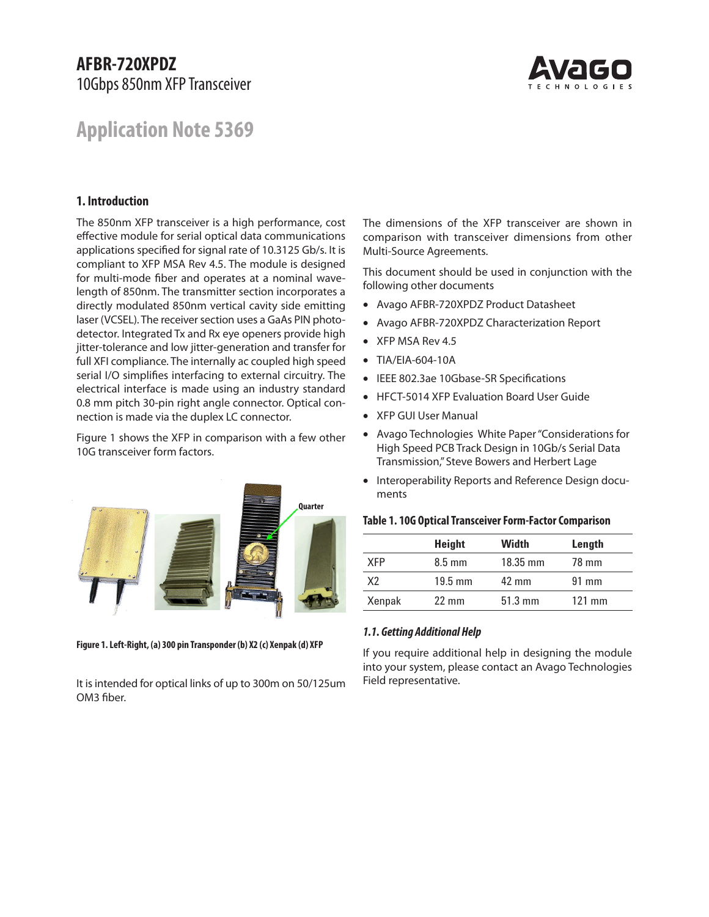# AFBR-720XPDZ

10Gbps 850nm XFP Transceiver

## Application Note 5369

### 1. Introduction

The 850nm XFP transceiver is a high performance, cost effective module for serial optical data communications applications specified for signal rate of 10.3125 Gb/s. It is compliant to XFP MSA Rev 4.5. The module is designed for multi-mode fiber and operates at a nominal wavelength of 850nm. The transmitter section incorporates a directly modulated 850nm vertical cavity side emitting laser (VCSEL). The receiver section uses a GaAs PIN photodetector. Integrated Tx and Rx eye openers provide high jitter-tolerance and low jitter-generation and transfer for full XFI compliance. The internally ac coupled high speed serial I/O simplifies interfacing to external circuitry. The electrical interface is made using an industry standard 0.8 mm pitch 30-pin right angle connector. Optical connection is made via the duplex LC connector.

Figure 1 shows the XFP in comparison with a few other 10G transceiver form factors.

Quarter

**Figure 1. Left-Right, (a) 300 pin Transponder (b) X2 (c) Xenpak (d) XFP**

It is intended for optical links of up to 300m on 50/125um OM3 fiber.

The dimensions of the XFP transceiver are shown in comparison with transceiver dimensions from other Multi-Source Agreements.

This document should be used in conjunction with the following other documents

- Avago AFBR-720XPDZ Product Datasheet
- Avago AFBR-720XPDZ Characterization Report
- XFP MSA Rev 4.5
- TIA/EIA-604-10A
- IEEE 802.3ae 10Gbase-SR Specifications
- HFCT-5014 XFP Evaluation Board User Guide
- XFP GUI User Manual
- Avago Technologies White Paper "Considerations for High Speed PCB Track Design in 10Gb/s Serial Data Transmission," Steve Bowers and Herbert Lage
- Interoperability Reports and Reference Design documents

**Table 1. 10G Optical Transceiver Form-Factor Comparison**

| | Height | Width | Length |
|---|---|---|---|
| XFP | 8.5 mm | 18.35 mm | 78 mm |
| X2 | 19.5 mm | 42 mm | 91 mm |
| Xenpak | 22 mm | 51.3 mm | 121 mm |

#### *1.1. Getting Additional Help*

If you require additional help in designing the module into your system, please contact an Avago Technologies Field representative.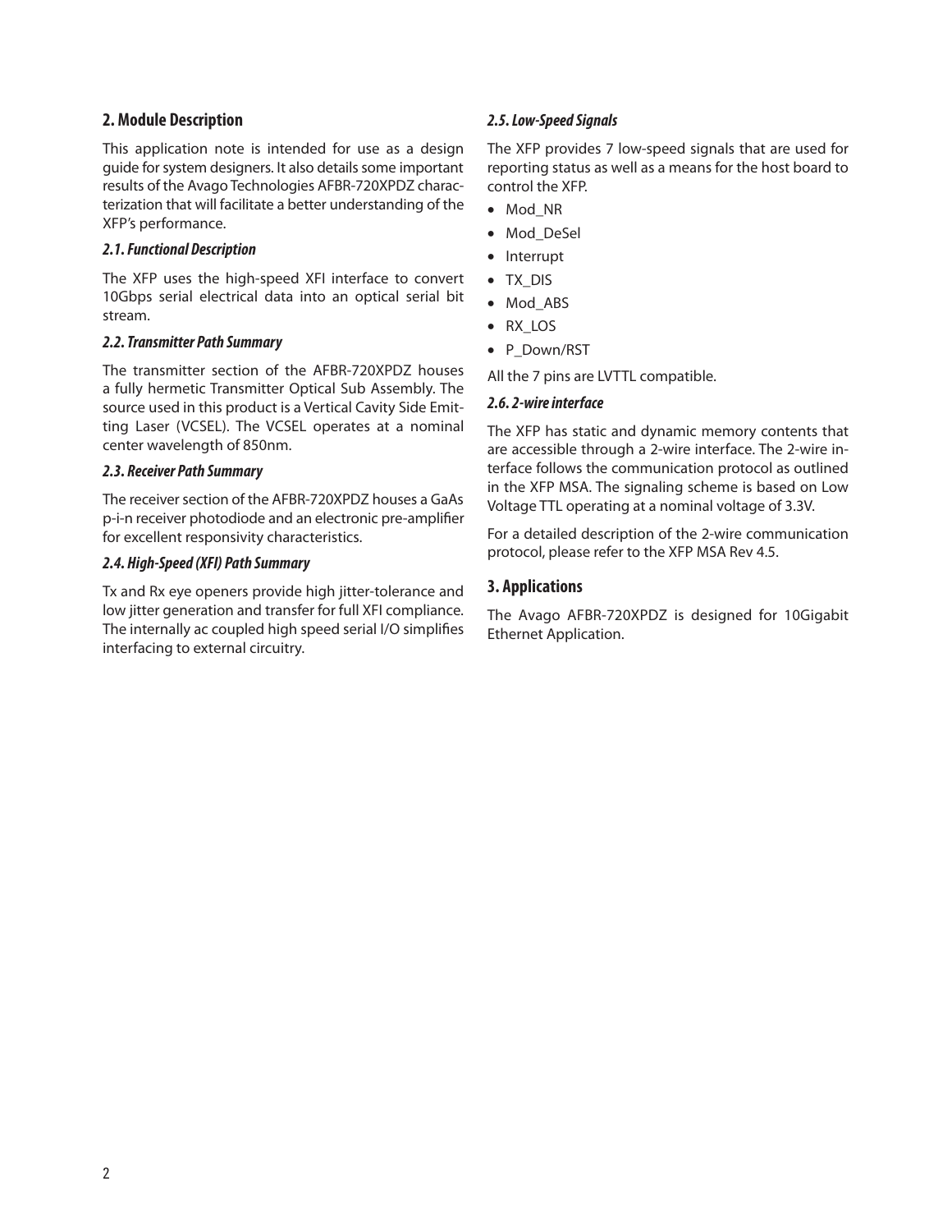## 2. Module Description

This application note is intended for use as a design guide for system designers. It also details some important results of the Avago Technologies AFBR-720XPDZ characterization that will facilitate a better understanding of the XFP's performance.

### *2.1. Functional Description*

The XFP uses the high-speed XFI interface to convert 10Gbps serial electrical data into an optical serial bit stream.

### *2.2. Transmitter Path Summary*

The transmitter section of the AFBR-720XPDZ houses a fully hermetic Transmitter Optical Sub Assembly. The source used in this product is a Vertical Cavity Side Emitting Laser (VCSEL). The VCSEL operates at a nominal center wavelength of 850nm.

### *2.3. Receiver Path Summary*

The receiver section of the AFBR-720XPDZ houses a GaAs p-i-n receiver photodiode and an electronic pre-amplifier for excellent responsivity characteristics.

### *2.4. High-Speed (XFI) Path Summary*

Tx and Rx eye openers provide high jitter-tolerance and low jitter generation and transfer for full XFI compliance. The internally ac coupled high speed serial I/O simplifies interfacing to external circuitry.

### *2.5. Low-Speed Signals*

The XFP provides 7 low-speed signals that are used for reporting status as well as a means for the host board to control the XFP.

- Mod_NR
- Mod_DeSel
- Interrupt
- TX_DIS
- Mod_ABS
- RX_LOS
- P_Down/RST

All the 7 pins are LVTTL compatible.

### *2.6. 2-wire interface*

The XFP has static and dynamic memory contents that are accessible through a 2-wire interface. The 2-wire interface follows the communication protocol as outlined in the XFP MSA. The signaling scheme is based on Low Voltage TTL operating at a nominal voltage of 3.3V.

For a detailed description of the 2-wire communication protocol, please refer to the XFP MSA Rev 4.5.

## 3. Applications

The Avago AFBR-720XPDZ is designed for 10Gigabit Ethernet Application.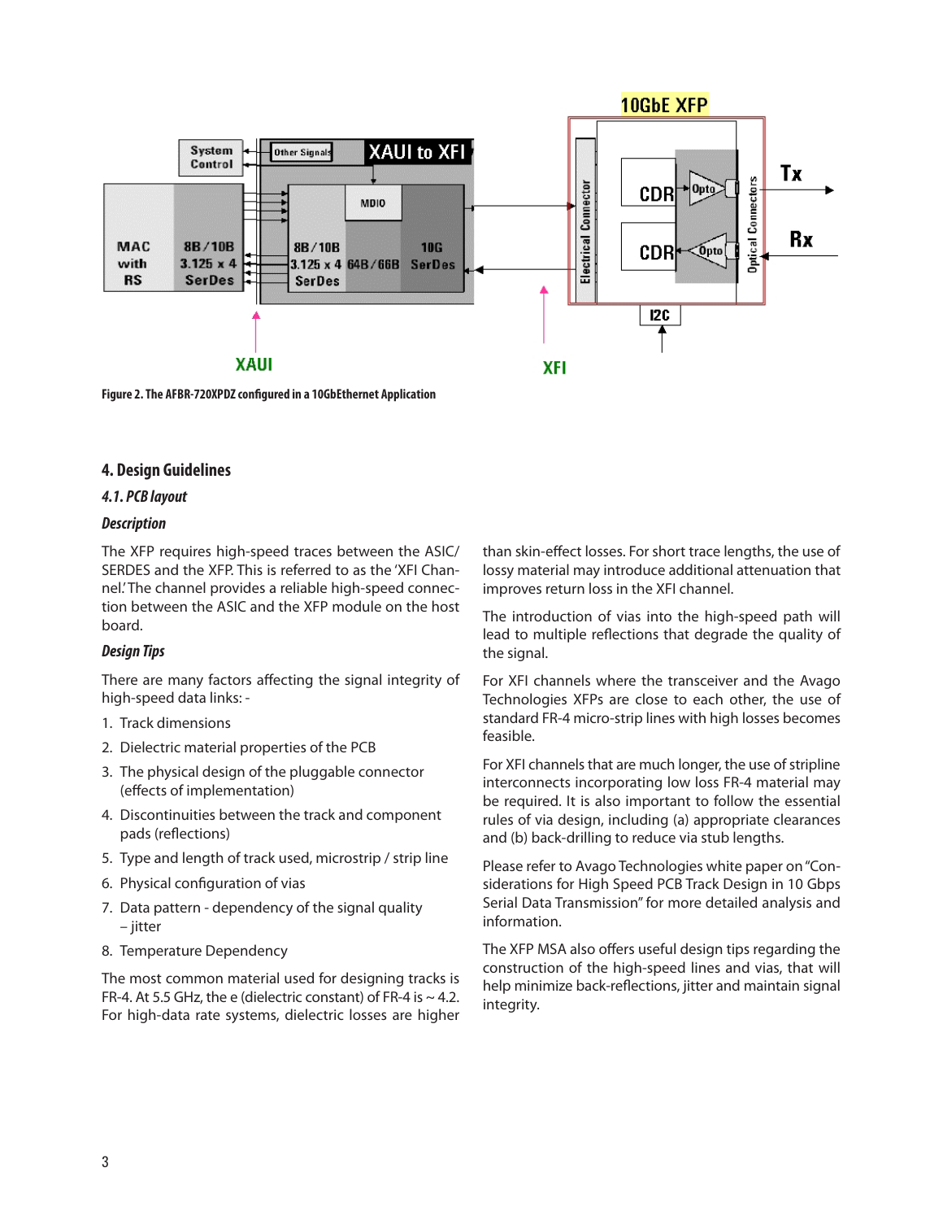Figure 2. The AFBR-720XPDZ configured in a 10GbEthernet Application

## 4. Design Guidelines

### 4.1. PCB layout

#### Description

The XFP requires high-speed traces between the ASIC/ SERDES and the XFP. This is referred to as the 'XFI Channel.' The channel provides a reliable high-speed connection between the ASIC and the XFP module on the host board.

#### Design Tips

There are many factors affecting the signal integrity of high-speed data links: -

1. Track dimensions
2. Dielectric material properties of the PCB
3. The physical design of the pluggable connector (effects of implementation)
4. Discontinuities between the track and component pads (reflections)
5. Type and length of track used, microstrip / strip line
6. Physical configuration of vias
7. Data pattern - dependency of the signal quality – jitter
8. Temperature Dependency

The most common material used for designing tracks is FR-4. At 5.5 GHz, the e (dielectric constant) of FR-4 is ~ 4.2. For high-data rate systems, dielectric losses are higher than skin-effect losses. For short trace lengths, the use of lossy material may introduce additional attenuation that improves return loss in the XFI channel.

The introduction of vias into the high-speed path will lead to multiple reflections that degrade the quality of the signal.

For XFI channels where the transceiver and the Avago Technologies XFPs are close to each other, the use of standard FR-4 micro-strip lines with high losses becomes feasible.

For XFI channels that are much longer, the use of stripline interconnects incorporating low loss FR-4 material may be required. It is also important to follow the essential rules of via design, including (a) appropriate clearances and (b) back-drilling to reduce via stub lengths.

Please refer to Avago Technologies white paper on "Considerations for High Speed PCB Track Design in 10 Gbps Serial Data Transmission" for more detailed analysis and information.

The XFP MSA also offers useful design tips regarding the construction of the high-speed lines and vias, that will help minimize back-reflections, jitter and maintain signal integrity.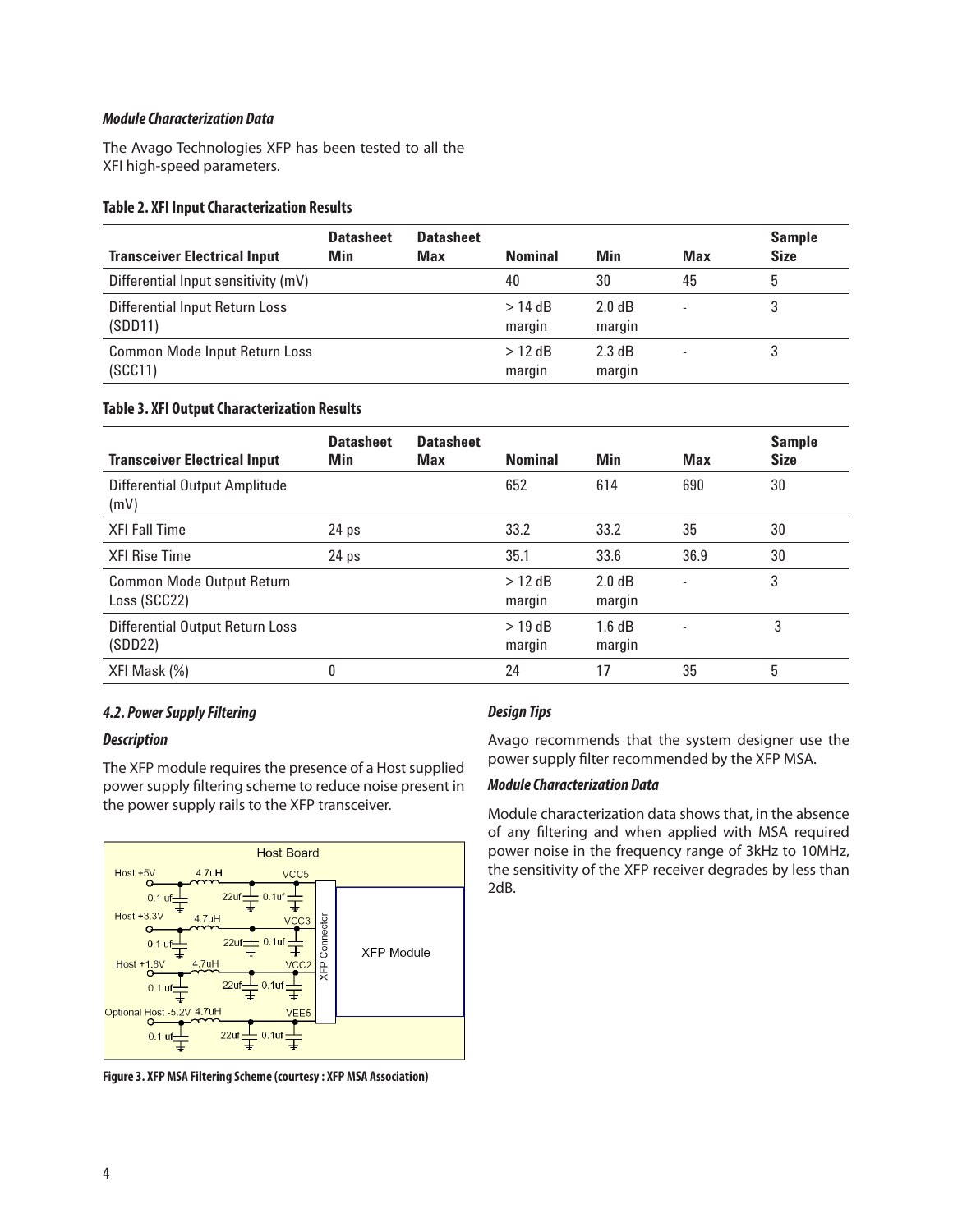*Module Characterization Data*

The Avago Technologies XFP has been tested to all the XFI high-speed parameters.

**Table 2. XFI Input Characterization Results**

| Transceiver Electrical Input | Datasheet Min | Datasheet Max | Nominal | Min | Max | Sample Size |
|---|---|---|---|---|---|---|
| Differential Input sensitivity (mV) | | | 40 | 30 | 45 | 5 |
| Differential Input Return Loss (SDD11) | | | > 14 dB margin | 2.0 dB margin | - | 3 |
| Common Mode Input Return Loss (SCC11) | | | > 12 dB margin | 2.3 dB margin | - | 3 |

**Table 3. XFI Output Characterization Results**

| Transceiver Electrical Input | Datasheet Min | Datasheet Max | Nominal | Min | Max | Sample Size |
|---|---|---|---|---|---|---|
| Differential Output Amplitude (mV) | | | 652 | 614 | 690 | 30 |
| XFI Fall Time | 24 ps | | 33.2 | 33.2 | 35 | 30 |
| XFI Rise Time | 24 ps | | 35.1 | 33.6 | 36.9 | 30 |
| Common Mode Output Return Loss (SCC22) | | | > 12 dB margin | 2.0 dB margin | - | 3 |
| Differential Output Return Loss (SDD22) | | | > 19 dB margin | 1.6 dB margin | - | 3 |
| XFI Mask (%) | 0 | | 24 | 17 | 35 | 5 |

### *4.2. Power Supply Filtering*

*Description*

The XFP module requires the presence of a Host supplied power supply filtering scheme to reduce noise present in the power supply rails to the XFP transceiver.

**Figure 3. XFP MSA Filtering Scheme (courtesy : XFP MSA Association)**

*Design Tips*

Avago recommends that the system designer use the power supply filter recommended by the XFP MSA.

*Module Characterization Data*

Module characterization data shows that, in the absence of any filtering and when applied with MSA required power noise in the frequency range of 3kHz to 10MHz, the sensitivity of the XFP receiver degrades by less than 2dB.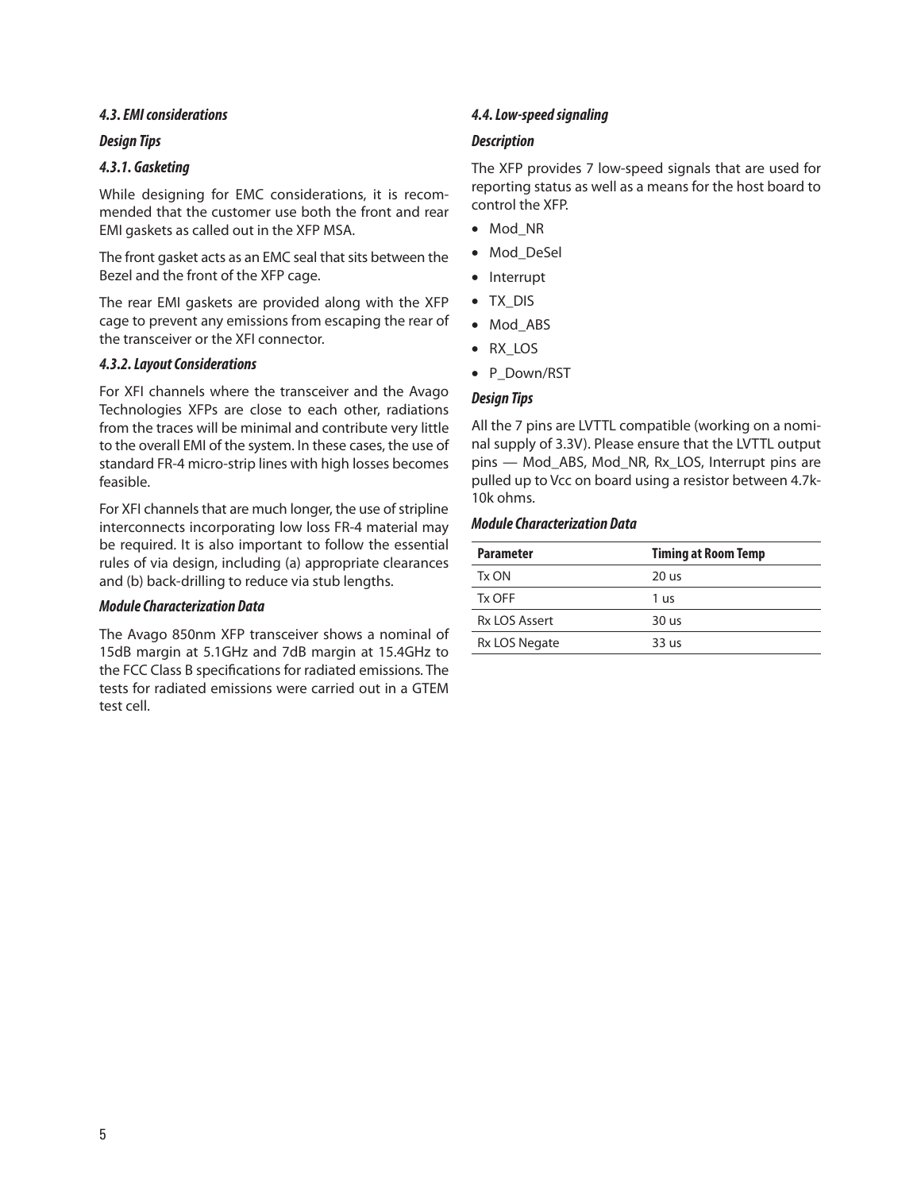### 4.3. EMI considerations

#### Design Tips

#### 4.3.1. Gasketing

While designing for EMC considerations, it is recommended that the customer use both the front and rear EMI gaskets as called out in the XFP MSA.

The front gasket acts as an EMC seal that sits between the Bezel and the front of the XFP cage.

The rear EMI gaskets are provided along with the XFP cage to prevent any emissions from escaping the rear of the transceiver or the XFI connector.

#### 4.3.2. Layout Considerations

For XFI channels where the transceiver and the Avago Technologies XFPs are close to each other, radiations from the traces will be minimal and contribute very little to the overall EMI of the system. In these cases, the use of standard FR-4 micro-strip lines with high losses becomes feasible.

For XFI channels that are much longer, the use of stripline interconnects incorporating low loss FR-4 material may be required. It is also important to follow the essential rules of via design, including (a) appropriate clearances and (b) back-drilling to reduce via stub lengths.

#### Module Characterization Data

The Avago 850nm XFP transceiver shows a nominal of 15dB margin at 5.1GHz and 7dB margin at 15.4GHz to the FCC Class B specifications for radiated emissions. The tests for radiated emissions were carried out in a GTEM test cell.

### 4.4. Low-speed signaling

#### Description

The XFP provides 7 low-speed signals that are used for reporting status as well as a means for the host board to control the XFP.

- Mod_NR
- Mod_DeSel
- Interrupt
- TX_DIS
- Mod_ABS
- RX_LOS
- P_Down/RST

#### Design Tips

All the 7 pins are LVTTL compatible (working on a nominal supply of 3.3V). Please ensure that the LVTTL output pins — Mod_ABS, Mod_NR, Rx_LOS, Interrupt pins are pulled up to Vcc on board using a resistor between 4.7k-10k ohms.

#### Module Characterization Data

| Parameter | Timing at Room Temp |
|---|---|
| Tx ON | 20 us |
| Tx OFF | 1 us |
| Rx LOS Assert | 30 us |
| Rx LOS Negate | 33 us |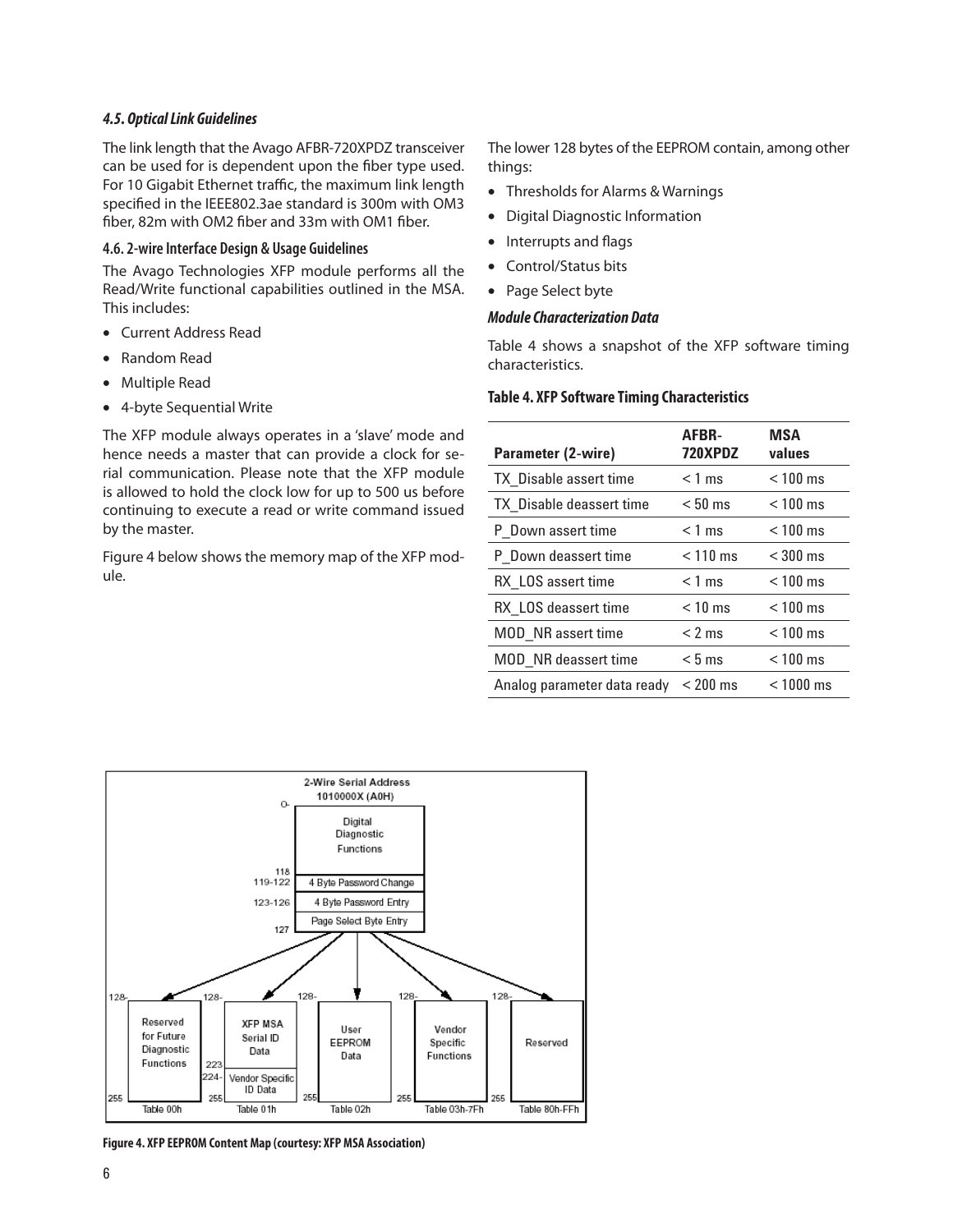### *4.5. Optical Link Guidelines*

The link length that the Avago AFBR-720XPDZ transceiver can be used for is dependent upon the fiber type used. For 10 Gigabit Ethernet traffic, the maximum link length specified in the IEEE802.3ae standard is 300m with OM3 fiber, 82m with OM2 fiber and 33m with OM1 fiber.

### 4.6. 2-wire Interface Design & Usage Guidelines

The Avago Technologies XFP module performs all the Read/Write functional capabilities outlined in the MSA. This includes:

- Current Address Read
- Random Read
- Multiple Read
- 4-byte Sequential Write

The XFP module always operates in a 'slave' mode and hence needs a master that can provide a clock for serial communication. Please note that the XFP module is allowed to hold the clock low for up to 500 us before continuing to execute a read or write command issued by the master.

Figure 4 below shows the memory map of the XFP module.

The lower 128 bytes of the EEPROM contain, among other things:

- Thresholds for Alarms & Warnings
- Digital Diagnostic Information
- Interrupts and flags
- Control/Status bits
- Page Select byte

#### *Module Characterization Data*

Table 4 shows a snapshot of the XFP software timing characteristics.

**Table 4. XFP Software Timing Characteristics**

| Parameter (2-wire) | AFBR-720XPDZ | MSA values |
|---|---|---|
| TX_Disable assert time | < 1 ms | < 100 ms |
| TX_Disable deassert time | < 50 ms | < 100 ms |
| P_Down assert time | < 1 ms | < 100 ms |
| P_Down deassert time | < 110 ms | < 300 ms |
| RX_LOS assert time | < 1 ms | < 100 ms |
| RX_LOS deassert time | < 10 ms | < 100 ms |
| MOD_NR assert time | < 2 ms | < 100 ms |
| MOD_NR deassert time | < 5 ms | < 100 ms |
| Analog parameter data ready | < 200 ms | < 1000 ms |

**Figure 4. XFP EEPROM Content Map (courtesy: XFP MSA Association)**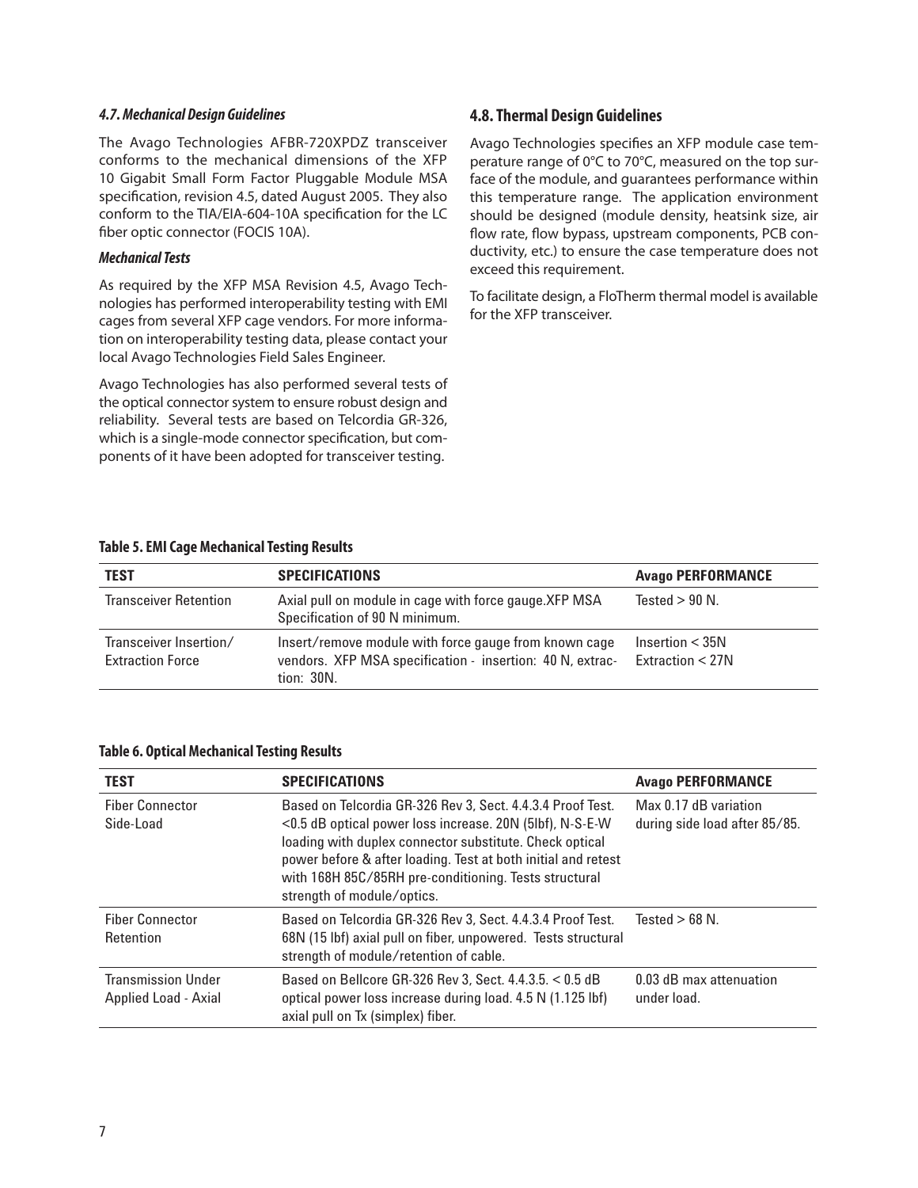### 4.7. Mechanical Design Guidelines

The Avago Technologies AFBR-720XPDZ transceiver conforms to the mechanical dimensions of the XFP 10 Gigabit Small Form Factor Pluggable Module MSA specification, revision 4.5, dated August 2005. They also conform to the TIA/EIA-604-10A specification for the LC fiber optic connector (FOCIS 10A).

#### Mechanical Tests

As required by the XFP MSA Revision 4.5, Avago Technologies has performed interoperability testing with EMI cages from several XFP cage vendors. For more information on interoperability testing data, please contact your local Avago Technologies Field Sales Engineer.

Avago Technologies has also performed several tests of the optical connector system to ensure robust design and reliability. Several tests are based on Telcordia GR-326, which is a single-mode connector specification, but components of it have been adopted for transceiver testing.

### 4.8. Thermal Design Guidelines

Avago Technologies specifies an XFP module case temperature range of 0°C to 70°C, measured on the top surface of the module, and guarantees performance within this temperature range. The application environment should be designed (module density, heatsink size, air flow rate, flow bypass, upstream components, PCB conductivity, etc.) to ensure the case temperature does not exceed this requirement.

To facilitate design, a FloTherm thermal model is available for the XFP transceiver.

**Table 5. EMI Cage Mechanical Testing Results**

| TEST | SPECIFICATIONS | Avago PERFORMANCE |
|---|---|---|
| Transceiver Retention | Axial pull on module in cage with force gauge.XFP MSA Specification of 90 N minimum. | Tested > 90 N. |
| Transceiver Insertion/ Extraction Force | Insert/remove module with force gauge from known cage vendors. XFP MSA specification - insertion: 40 N, extraction: 30N. | Insertion < 35N<br>Extraction < 27N |

**Table 6. Optical Mechanical Testing Results**

| TEST | SPECIFICATIONS | Avago PERFORMANCE |
|---|---|---|
| Fiber Connector Side-Load | Based on Telcordia GR-326 Rev 3, Sect. 4.4.3.4 Proof Test. <0.5 dB optical power loss increase. 20N (5lbf), N-S-E-W loading with duplex connector substitute. Check optical power before & after loading. Test at both initial and retest with 168H 85C/85RH pre-conditioning. Tests structural strength of module/optics. | Max 0.17 dB variation during side load after 85/85. |
| Fiber Connector Retention | Based on Telcordia GR-326 Rev 3, Sect. 4.4.3.4 Proof Test. 68N (15 lbf) axial pull on fiber, unpowered. Tests structural strength of module/retention of cable. | Tested > 68 N. |
| Transmission Under Applied Load - Axial | Based on Bellcore GR-326 Rev 3, Sect. 4.4.3.5. < 0.5 dB optical power loss increase during load. 4.5 N (1.125 lbf) axial pull on Tx (simplex) fiber. | 0.03 dB max attenuation under load. |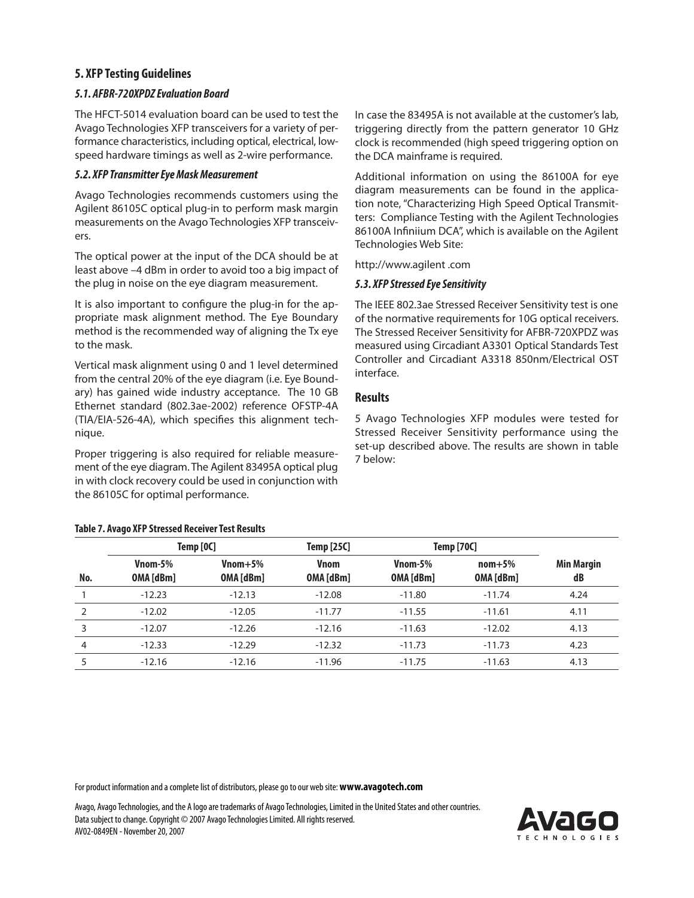## 5. XFP Testing Guidelines

### 5.1. AFBR-720XPDZ Evaluation Board

The HFCT-5014 evaluation board can be used to test the Avago Technologies XFP transceivers for a variety of performance characteristics, including optical, electrical, low-speed hardware timings as well as 2-wire performance.

### 5.2. XFP Transmitter Eye Mask Measurement

Avago Technologies recommends customers using the Agilent 86105C optical plug-in to perform mask margin measurements on the Avago Technologies XFP transceivers.

The optical power at the input of the DCA should be at least above –4 dBm in order to avoid too a big impact of the plug in noise on the eye diagram measurement.

It is also important to configure the plug-in for the appropriate mask alignment method. The Eye Boundary method is the recommended way of aligning the Tx eye to the mask.

Vertical mask alignment using 0 and 1 level determined from the central 20% of the eye diagram (i.e. Eye Boundary) has gained wide industry acceptance. The 10 GB Ethernet standard (802.3ae-2002) reference OFSTP-4A (TIA/EIA-526-4A), which specifies this alignment technique.

Proper triggering is also required for reliable measurement of the eye diagram. The Agilent 83495A optical plug in with clock recovery could be used in conjunction with the 86105C for optimal performance.

In case the 83495A is not available at the customer's lab, triggering directly from the pattern generator 10 GHz clock is recommended (high speed triggering option on the DCA mainframe is required.

Additional information on using the 86100A for eye diagram measurements can be found in the application note, "Characterizing High Speed Optical Transmitters: Compliance Testing with the Agilent Technologies 86100A Infiniium DCA", which is available on the Agilent Technologies Web Site:

http://www.agilent .com

### 5.3. XFP Stressed Eye Sensitivity

The IEEE 802.3ae Stressed Receiver Sensitivity test is one of the normative requirements for 10G optical receivers. The Stressed Receiver Sensitivity for AFBR-720XPDZ was measured using Circadiant A3301 Optical Standards Test Controller and Circadiant A3318 850nm/Electrical OST interface.

## Results

5 Avago Technologies XFP modules were tested for Stressed Receiver Sensitivity performance using the set-up described above. The results are shown in table 7 below:

**Table 7. Avago XFP Stressed Receiver Test Results**

| | Temp [0C] | | Temp [25C] | Temp [70C] | | |
|---|---|---|---|---|---|---|
| **No.** | **Vnom-5% OMA [dBm]** | **Vnom+5% OMA [dBm]** | **Vnom OMA [dBm]** | **Vnom-5% OMA [dBm]** | **nom+5% OMA [dBm]** | **Min Margin dB** |
| 1 | -12.23 | -12.13 | -12.08 | -11.80 | -11.74 | 4.24 |
| 2 | -12.02 | -12.05 | -11.77 | -11.55 | -11.61 | 4.11 |
| 3 | -12.07 | -12.26 | -12.16 | -11.63 | -12.02 | 4.13 |
| 4 | -12.33 | -12.29 | -12.32 | -11.73 | -11.73 | 4.23 |
| 5 | -12.16 | -12.16 | -11.96 | -11.75 | -11.63 | 4.13 |

For product information and a complete list of distributors, please go to our web site: **www.avagotech.com**

Avago, Avago Technologies, and the A logo are trademarks of Avago Technologies, Limited in the United States and other countries.
Data subject to change. Copyright © 2007 Avago Technologies Limited. All rights reserved.
AV02-0849EN - November 20, 2007